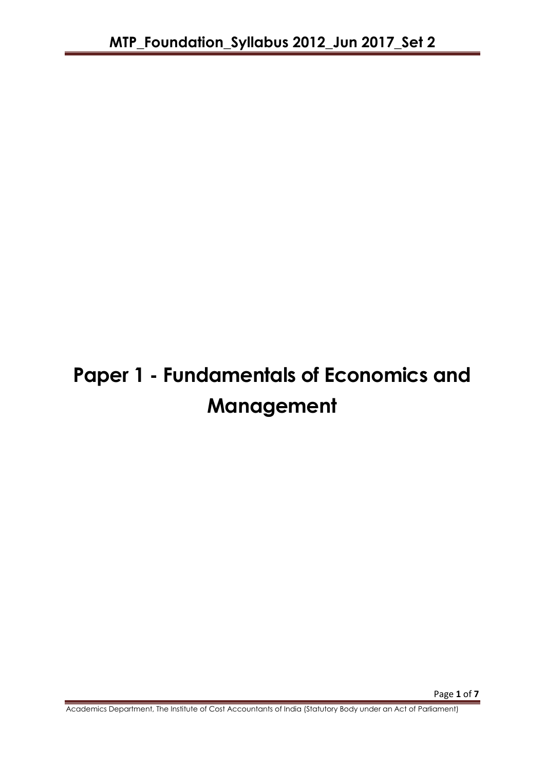# Paper 1 - Fundamentals of Economics and Management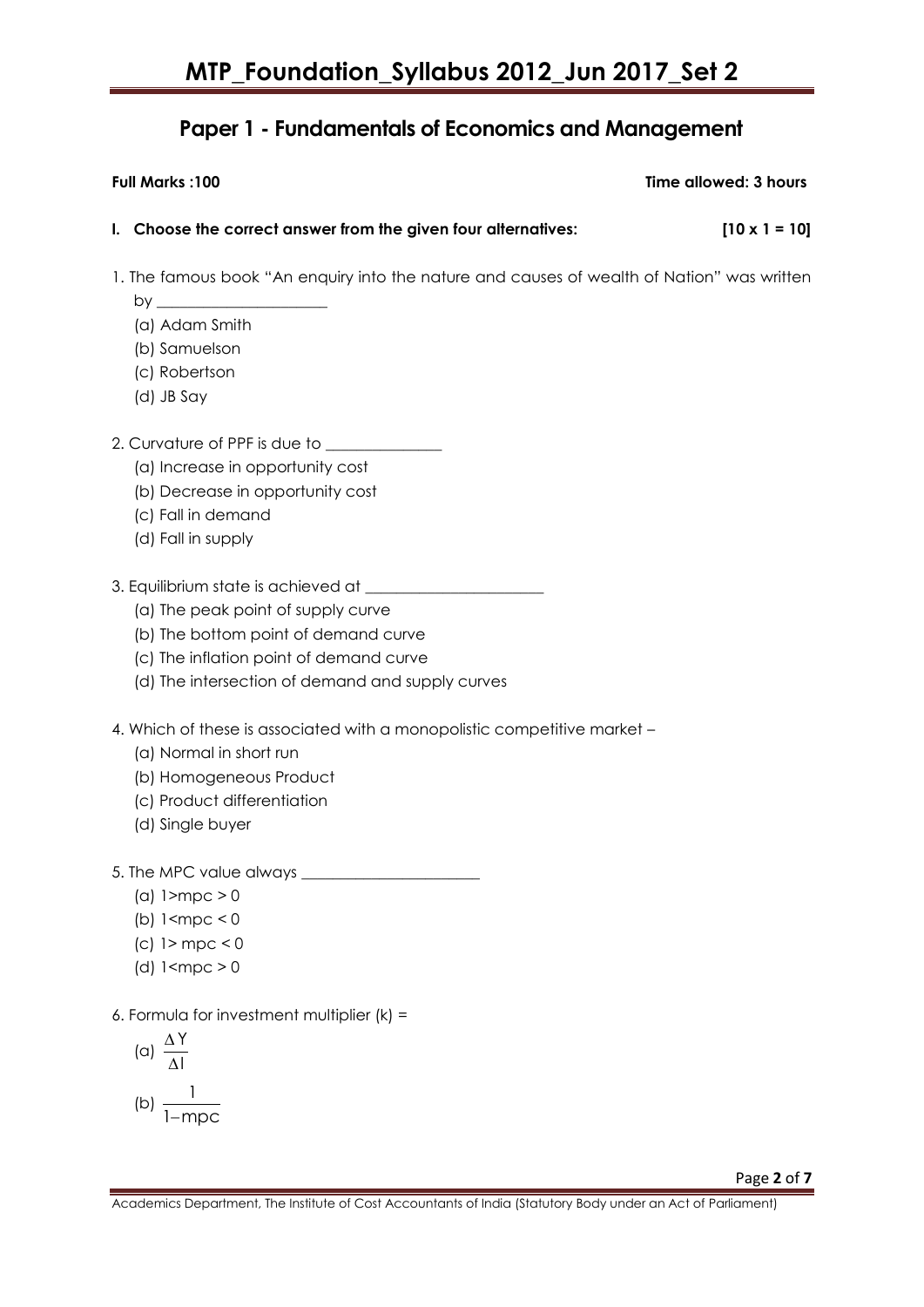## Paper 1 - Fundamentals of Economics and Management

**Full Marks :100** **Time allowed: 3 hours**

**I. Choose the correct answer from the given four alternatives: [10 x 1 = 10]**

1. The famous book "An enquiry into the nature and causes of wealth of Nation" was written by ____________________
   (a) Adam Smith
   (b) Samuelson
   (c) Robertson
   (d) JB Say

2. Curvature of PPF is due to ______________
   (a) Increase in opportunity cost
   (b) Decrease in opportunity cost
   (c) Fall in demand
   (d) Fall in supply

3. Equilibrium state is achieved at ______________________
   (a) The peak point of supply curve
   (b) The bottom point of demand curve
   (c) The inflation point of demand curve
   (d) The intersection of demand and supply curves

4. Which of these is associated with a monopolistic competitive market –
   (a) Normal in short run
   (b) Homogeneous Product
   (c) Product differentiation
   (d) Single buyer

5. The MPC value always ______________________
   (a) 1>mpc > 0
   (b) 1<mpc < 0
   (c) 1> mpc < 0
   (d) 1<mpc > 0

6. Formula for investment multiplier (k) =
   (a) $\frac{\Delta Y}{\Delta I}$
   (b) $\frac{1}{1-mpc}$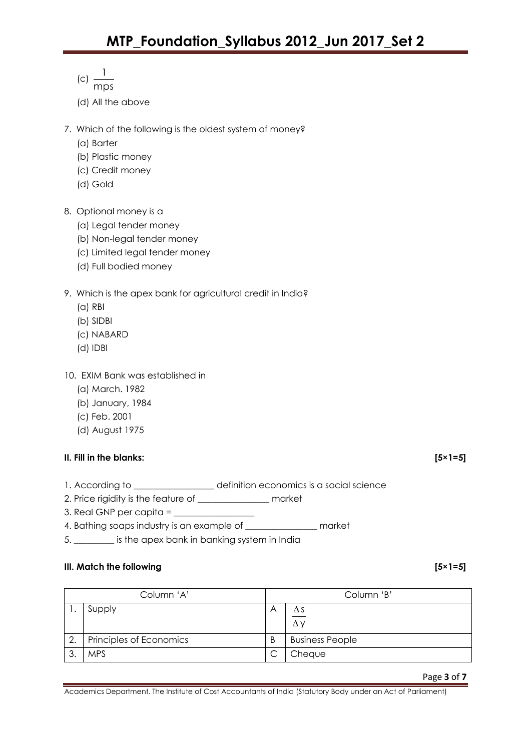(c) $\frac{1}{mps}$

(d) All the above

7. Which of the following is the oldest system of money?
   (a) Barter
   (b) Plastic money
   (c) Credit money
   (d) Gold

8. Optional money is a
   (a) Legal tender money
   (b) Non-legal tender money
   (c) Limited legal tender money
   (d) Full bodied money

9. Which is the apex bank for agricultural credit in India?
   (a) RBI
   (b) SIDBI
   (c) NABARD
   (d) IDBI

10. EXIM Bank was established in
    (a) March. 1982
    (b) January, 1984
    (c) Feb. 2001
    (d) August 1975

**II. Fill in the blanks: [5×1=5]**

1. According to _________________ definition economics is a social science
2. Price rigidity is the feature of _______________ market
3. Real GNP per capita = _________________
4. Bathing soaps industry is an example of _______________ market
5. _________ is the apex bank in banking system in India

**III. Match the following [5×1=5]**

| Column 'A' | | Column 'B' | |
|---|---|---|---|
| 1. | Supply | A | $\frac{\Delta s}{\Delta y}$ |
| 2. | Principles of Economics | B | Business People |
| 3. | MPS | C | Cheque |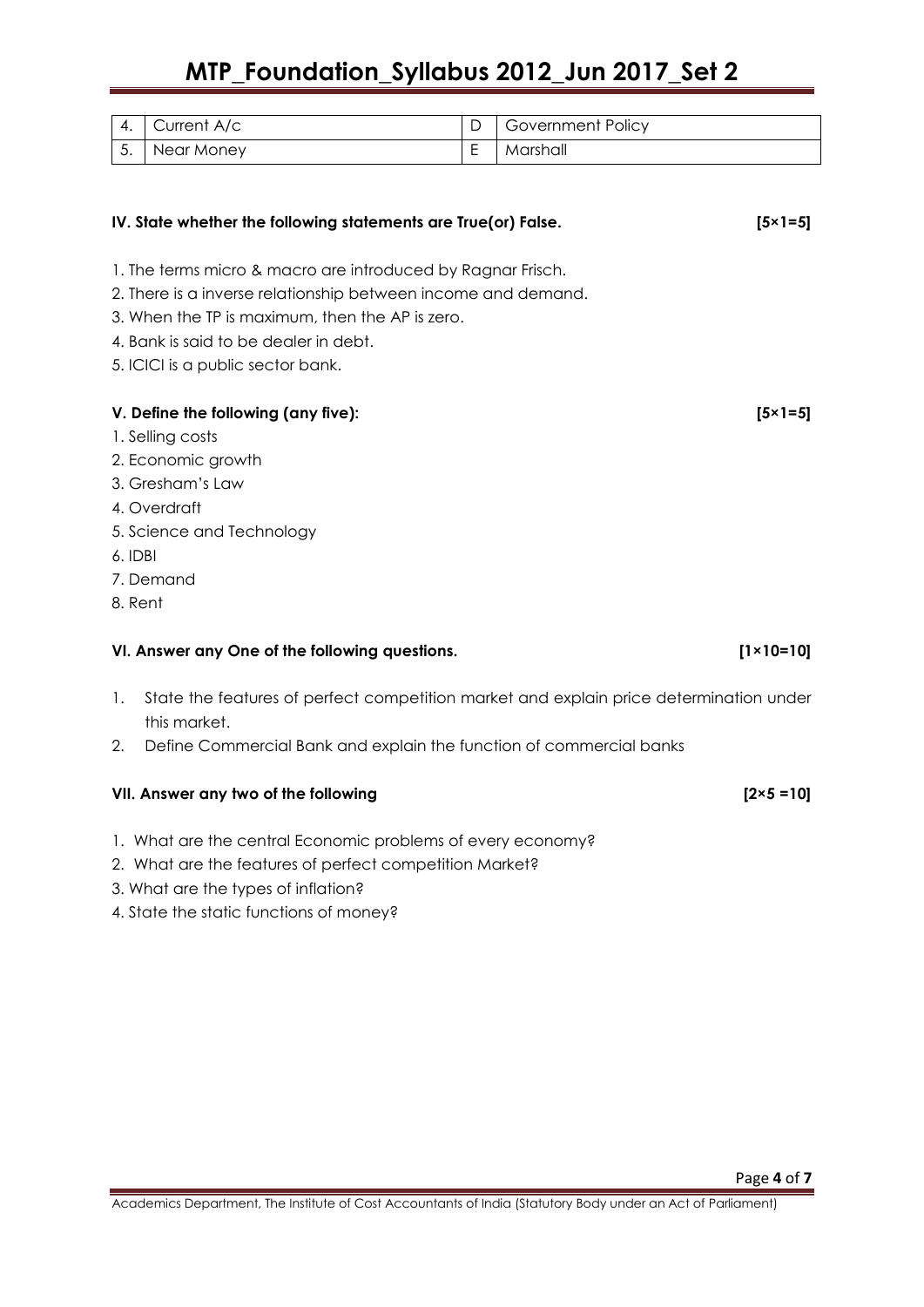| | | | |
|---|---|---|---|
| 4. | Current A/c | D | Government Policy |
| 5. | Near Money | E | Marshall |

**IV. State whether the following statements are True(or) False. [5×1=5]**

1. The terms micro & macro are introduced by Ragnar Frisch.
2. There is a inverse relationship between income and demand.
3. When the TP is maximum, then the AP is zero.
4. Bank is said to be dealer in debt.
5. ICICI is a public sector bank.

**V. Define the following (any five): [5×1=5]**

1. Selling costs
2. Economic growth
3. Gresham's Law
4. Overdraft
5. Science and Technology
6. IDBI
7. Demand
8. Rent

**VI. Answer any One of the following questions. [1×10=10]**

1. State the features of perfect competition market and explain price determination under this market.
2. Define Commercial Bank and explain the function of commercial banks

**VII. Answer any two of the following [2×5 =10]**

1. What are the central Economic problems of every economy?
2. What are the features of perfect competition Market?
3. What are the types of inflation?
4. State the static functions of money?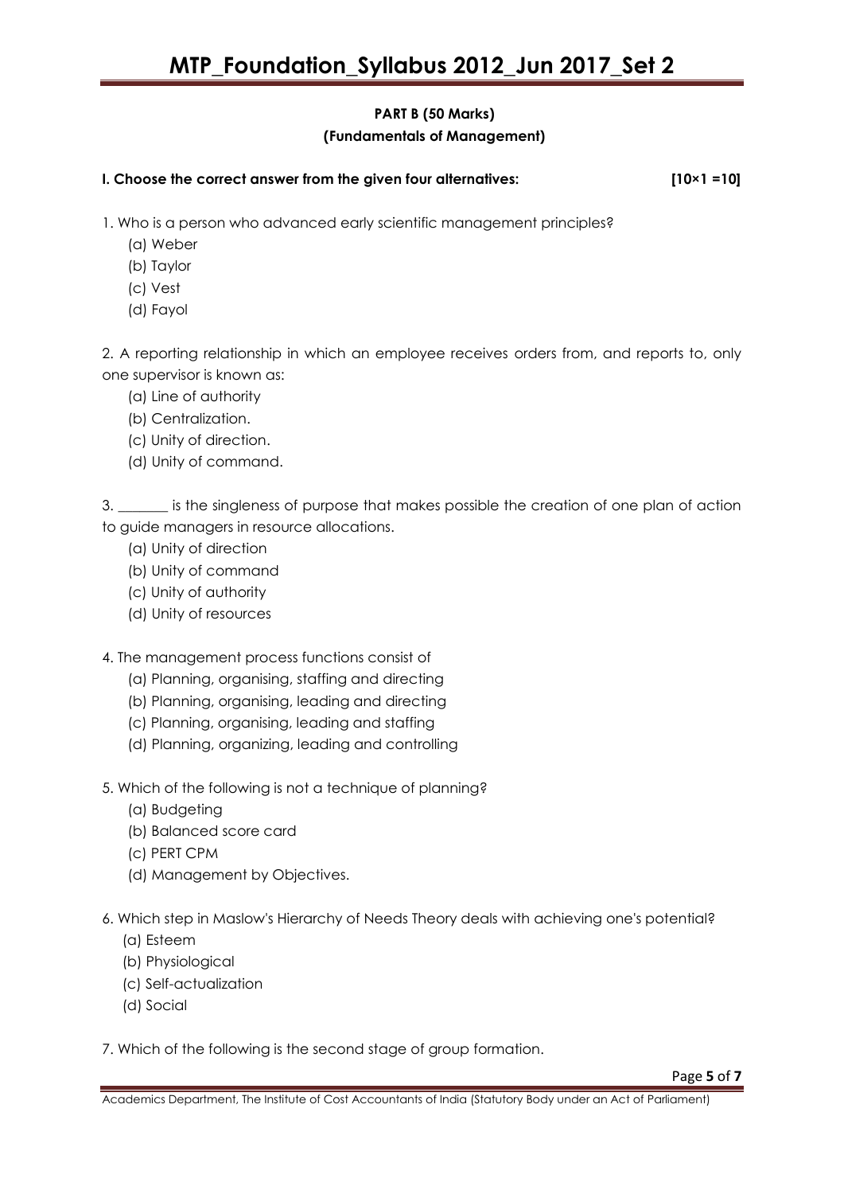## PART B (50 Marks)
## (Fundamentals of Management)

**I. Choose the correct answer from the given four alternatives: [10×1 =10]**

1. Who is a person who advanced early scientific management principles?
   (a) Weber
   (b) Taylor
   (c) Vest
   (d) Fayol

2. A reporting relationship in which an employee receives orders from, and reports to, only one supervisor is known as:
   (a) Line of authority
   (b) Centralization.
   (c) Unity of direction.
   (d) Unity of command.

3. _______ is the singleness of purpose that makes possible the creation of one plan of action to guide managers in resource allocations.
   (a) Unity of direction
   (b) Unity of command
   (c) Unity of authority
   (d) Unity of resources

4. The management process functions consist of
   (a) Planning, organising, staffing and directing
   (b) Planning, organising, leading and directing
   (c) Planning, organising, leading and staffing
   (d) Planning, organizing, leading and controlling

5. Which of the following is not a technique of planning?
   (a) Budgeting
   (b) Balanced score card
   (c) PERT CPM
   (d) Management by Objectives.

6. Which step in Maslow's Hierarchy of Needs Theory deals with achieving one's potential?
   (a) Esteem
   (b) Physiological
   (c) Self-actualization
   (d) Social

7. Which of the following is the second stage of group formation.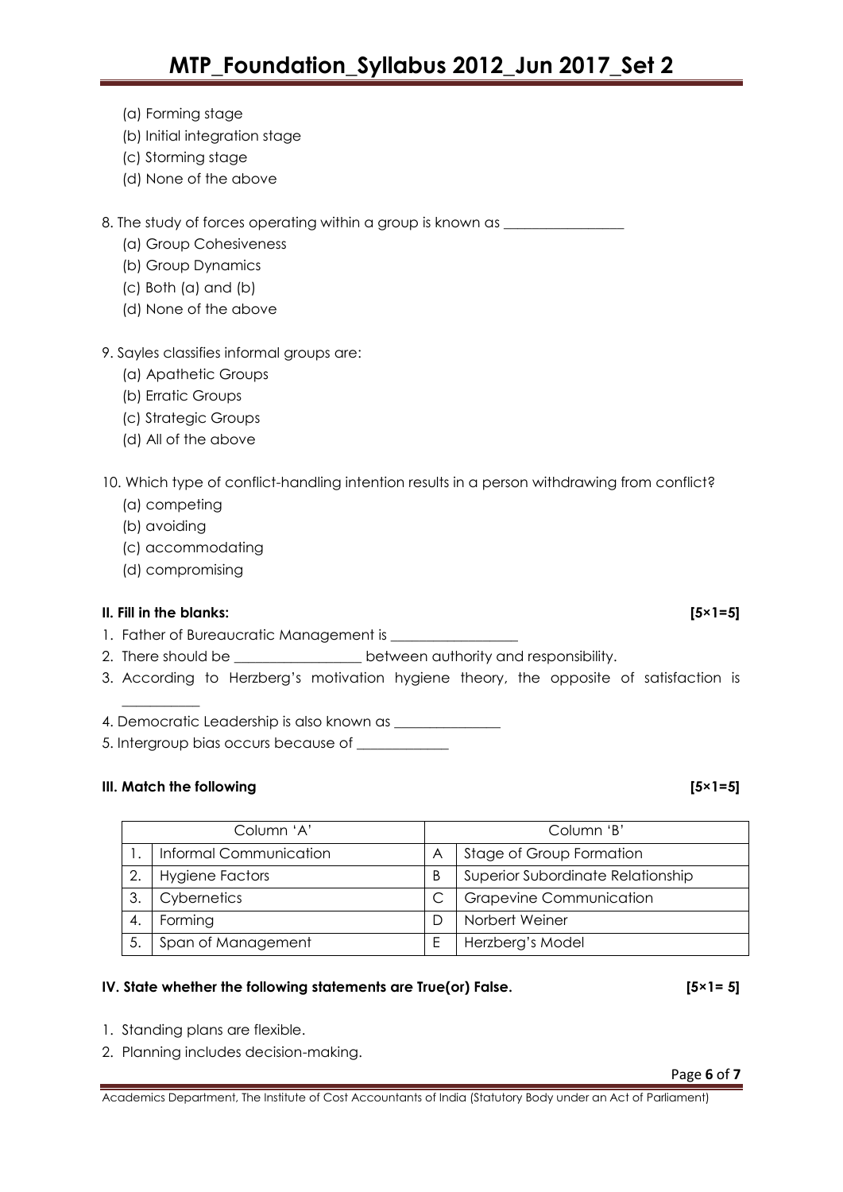(a) Forming stage
(b) Initial integration stage
(c) Storming stage
(d) None of the above

8. The study of forces operating within a group is known as ________________
   (a) Group Cohesiveness
   (b) Group Dynamics
   (c) Both (a) and (b)
   (d) None of the above

9. Sayles classifies informal groups are:
   (a) Apathetic Groups
   (b) Erratic Groups
   (c) Strategic Groups
   (d) All of the above

10. Which type of conflict-handling intention results in a person withdrawing from conflict?
   (a) competing
   (b) avoiding
   (c) accommodating
   (d) compromising

**II. Fill in the blanks: [5×1=5]**

1. Father of Bureaucratic Management is _________________
2. There should be _________________ between authority and responsibility.
3. According to Herzberg's motivation hygiene theory, the opposite of satisfaction is __________
4. Democratic Leadership is also known as ______________
5. Intergroup bias occurs because of ____________

**III. Match the following [5×1=5]**

| Column 'A' | | Column 'B' | |
|---|---|---|---|
| 1. | Informal Communication | A | Stage of Group Formation |
| 2. | Hygiene Factors | B | Superior Subordinate Relationship |
| 3. | Cybernetics | C | Grapevine Communication |
| 4. | Forming | D | Norbert Weiner |
| 5. | Span of Management | E | Herzberg's Model |

**IV. State whether the following statements are True(or) False. [5×1= 5]**

1. Standing plans are flexible.
2. Planning includes decision-making.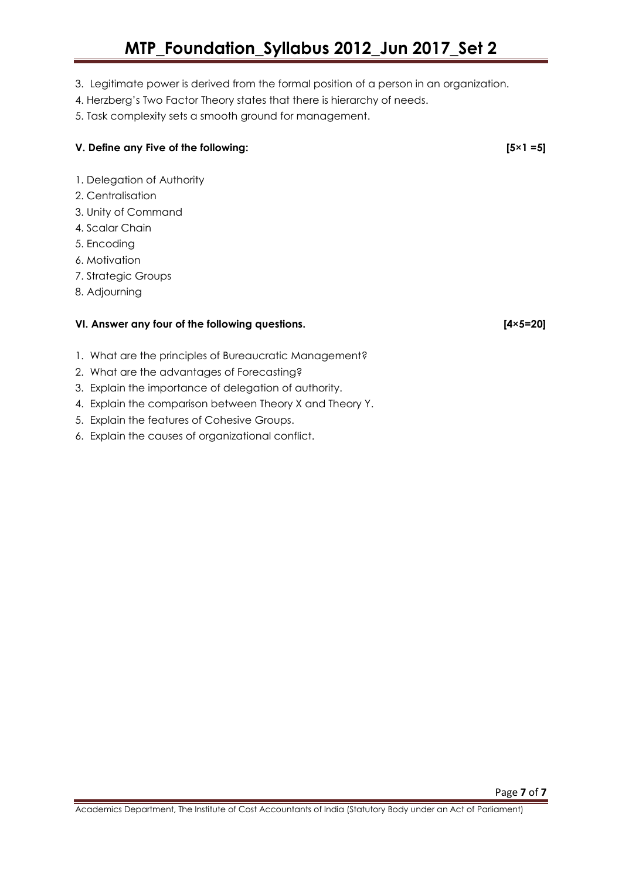3. Legitimate power is derived from the formal position of a person in an organization.
4. Herzberg's Two Factor Theory states that there is hierarchy of needs.
5. Task complexity sets a smooth ground for management.

**V. Define any Five of the following: [5×1 =5]**

1. Delegation of Authority
2. Centralisation
3. Unity of Command
4. Scalar Chain
5. Encoding
6. Motivation
7. Strategic Groups
8. Adjourning

**VI. Answer any four of the following questions. [4×5=20]**

1. What are the principles of Bureaucratic Management?
2. What are the advantages of Forecasting?
3. Explain the importance of delegation of authority.
4. Explain the comparison between Theory X and Theory Y.
5. Explain the features of Cohesive Groups.
6. Explain the causes of organizational conflict.